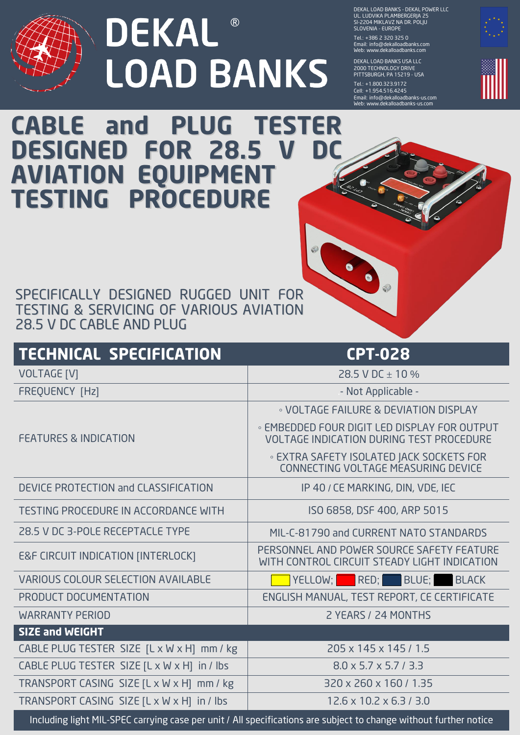# DEKAL® LOAD BANKS

DEKAL LOAD BANKS - DEKAL POWER LLC
UL. LUDVIKA PLAMBERGERJA 25
SI-2204 MIKLAVZ NA DR. POLJU
SLOVENIA - EUROPE
Tel.: +386 2 320 325 0
Email: info@dekalloadbanks.com
Web: www.dekalloadbanks.com

DEKAL LOAD BANKS USA LLC
2000 TECHNOLOGY DRIVE
PITTSBURGH, PA 15219 - USA
Tel.: +1.800.323.9172
Cell: +1.954.516.4245
Email: info@dekalloadbanks-us.com
Web: www.dekalloadbanks-us.com

# CABLE and PLUG TESTER DESIGNED FOR 28.5 V DC AVIATION EQUIPMENT TESTING PROCEDURE

SPECIFICALLY DESIGNED RUGGED UNIT FOR TESTING & SERVICING OF VARIOUS AVIATION 28.5 V DC CABLE AND PLUG

| TECHNICAL SPECIFICATION | CPT-028 |
|---|---|
| VOLTAGE [V] | 28.5 V DC ± 10 % |
| FREQUENCY [Hz] | - Not Applicable - |
| FEATURES & INDICATION | ◦ VOLTAGE FAILURE & DEVIATION DISPLAY<br>◦ EMBEDDED FOUR DIGIT LED DISPLAY FOR OUTPUT VOLTAGE INDICATION DURING TEST PROCEDURE<br>◦ EXTRA SAFETY ISOLATED JACK SOCKETS FOR CONNECTING VOLTAGE MEASURING DEVICE |
| DEVICE PROTECTION and CLASSIFICATION | IP 40 / CE MARKING, DIN, VDE, IEC |
| TESTING PROCEDURE IN ACCORDANCE WITH | ISO 6858, DSF 400, ARP 5015 |
| 28.5 V DC 3-POLE RECEPTACLE TYPE | MIL-C-81790 and CURRENT NATO STANDARDS |
| E&F CIRCUIT INDICATION [INTERLOCK] | PERSONNEL AND POWER SOURCE SAFETY FEATURE WITH CONTROL CIRCUIT STEADY LIGHT INDICATION |
| VARIOUS COLOUR SELECTION AVAILABLE | YELLOW; RED; BLUE; BLACK |
| PRODUCT DOCUMENTATION | ENGLISH MANUAL, TEST REPORT, CE CERTIFICATE |
| WARRANTY PERIOD | 2 YEARS / 24 MONTHS |
| **SIZE and WEIGHT** | |
| CABLE PLUG TESTER SIZE [L x W x H] mm / kg | 205 x 145 x 145 / 1.5 |
| CABLE PLUG TESTER SIZE [L x W x H] in / lbs | 8.0 x 5.7 x 5.7 / 3.3 |
| TRANSPORT CASING SIZE [L x W x H] mm / kg | 320 x 260 x 160 / 1.35 |
| TRANSPORT CASING SIZE [L x W x H] in / lbs | 12.6 x 10.2 x 6.3 / 3.0 |

Including light MIL-SPEC carrying case per unit / All specifications are subject to change without further notice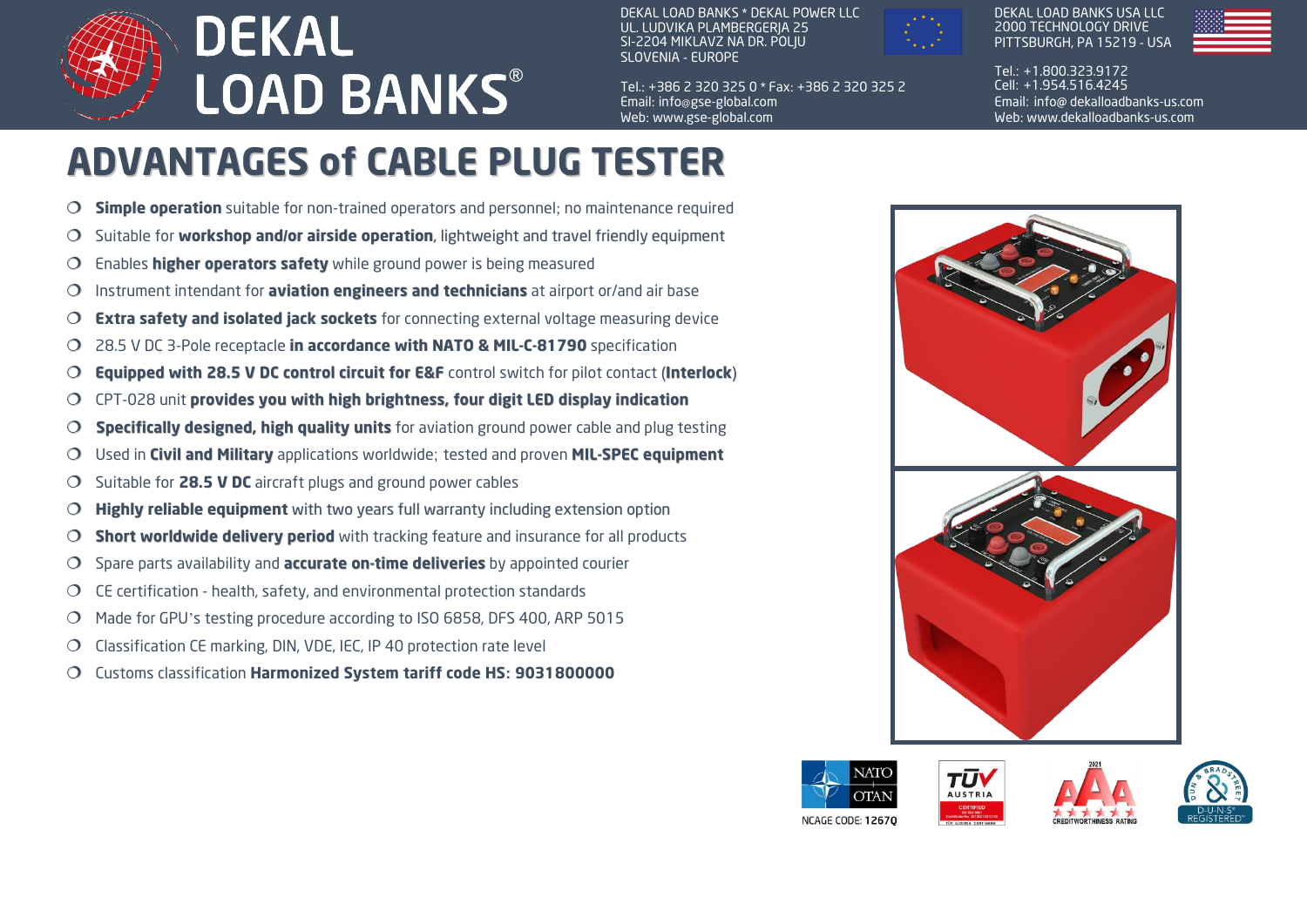# DEKAL LOAD BANKS®

DEKAL LOAD BANKS * DEKAL POWER LLC
UL. LUDVIKA PLAMBERGERJA 25
SI-2204 MIKLAVZ NA DR. POLJU
SLOVENIA - EUROPE

Tel.: +386 2 320 325 0 * Fax: +386 2 320 325 2
Email: info@gse-global.com
Web: www.gse-global.com

DEKAL LOAD BANKS USA LLC
2000 TECHNOLOGY DRIVE
PITTSBURGH, PA 15219 - USA

Tel.: +1.800.323.9172
Cell: +1.954.516.4245
Email: info@ dekalloadbanks-us.com
Web: www.dekalloadbanks-us.com

## ADVANTAGES of CABLE PLUG TESTER

- **Simple operation** suitable for non-trained operators and personnel; no maintenance required
- Suitable for **workshop and/or airside operation**, lightweight and travel friendly equipment
- Enables **higher operators safety** while ground power is being measured
- Instrument intendant for **aviation engineers and technicians** at airport or/and air base
- **Extra safety and isolated jack sockets** for connecting external voltage measuring device
- 28.5 V DC 3-Pole receptacle **in accordance with NATO & MIL-C-81790** specification
- **Equipped with 28.5 V DC control circuit for E&F** control switch for pilot contact (**Interlock**)
- CPT-028 unit **provides you with high brightness, four digit LED display indication**
- **Specifically designed, high quality units** for aviation ground power cable and plug testing
- Used in **Civil and Military** applications worldwide; tested and proven **MIL-SPEC equipment**
- Suitable for **28.5 V DC** aircraft plugs and ground power cables
- **Highly reliable equipment** with two years full warranty including extension option
- **Short worldwide delivery period** with tracking feature and insurance for all products
- Spare parts availability and **accurate on-time deliveries** by appointed courier
- CE certification - health, safety, and environmental protection standards
- Made for GPU's testing procedure according to ISO 6858, DFS 400, ARP 5015
- Classification CE marking, DIN, VDE, IEC, IP 40 protection rate level
- Customs classification **Harmonized System tariff code HS: 9031800000**

NATO OTAN
NCAGE CODE: 1267Q

TÜV AUSTRIA

2021 AAA CREDITWORTHINESS RATING

DUN & BRADSTREET D-U-N-S® REGISTERED™